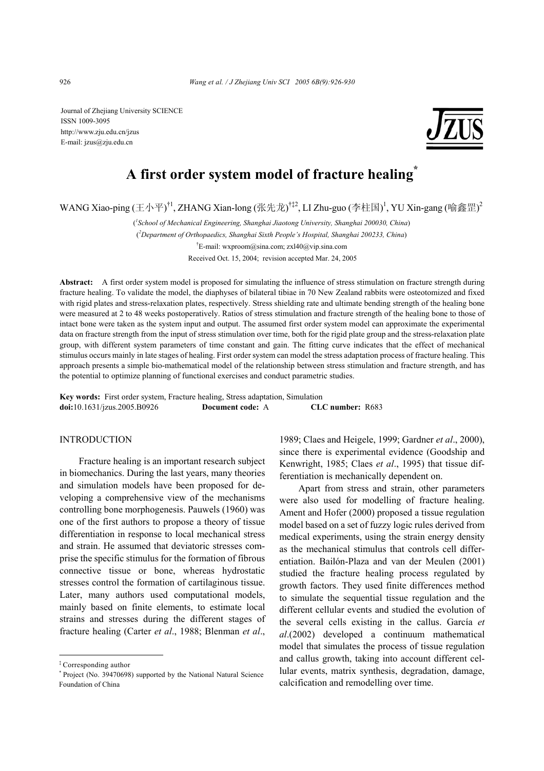Journal of Zhejiang University SCIENCE
ISSN 1009-3095
http://www.zju.edu.cn/jzus
E-mail: jzus@zju.edu.cn

# A first order system model of fracture healing*

WANG Xiao-ping (王小平)[†1], ZHANG Xian-long (张先龙)[†‡2], LI Zhu-guo (李柱国)[1], YU Xin-gang (喻鑫罡)[2]

([1]School of Mechanical Engineering, Shanghai Jiaotong University, Shanghai 200030, China)
([2]Department of Orthopaedics, Shanghai Sixth People's Hospital, Shanghai 200233, China)
[†]E-mail: wxproom@sina.com; zxl40@vip.sina.com
Received Oct. 15, 2004; revision accepted Mar. 24, 2005

**Abstract:** A first order system model is proposed for simulating the influence of stress stimulation on fracture strength during fracture healing. To validate the model, the diaphyses of bilateral tibiae in 70 New Zealand rabbits were osteotomized and fixed with rigid plates and stress-relaxation plates, respectively. Stress shielding rate and ultimate bending strength of the healing bone were measured at 2 to 48 weeks postoperatively. Ratios of stress stimulation and fracture strength of the healing bone to those of intact bone were taken as the system input and output. The assumed first order system model can approximate the experimental data on fracture strength from the input of stress stimulation over time, both for the rigid plate group and the stress-relaxation plate group, with different system parameters of time constant and gain. The fitting curve indicates that the effect of mechanical stimulus occurs mainly in late stages of healing. First order system can model the stress adaptation process of fracture healing. This approach presents a simple bio-mathematical model of the relationship between stress stimulation and fracture strength, and has the potential to optimize planning of functional exercises and conduct parametric studies.

**Key words:** First order system, Fracture healing, Stress adaptation, Simulation
**doi:**10.1631/jzus.2005.B0926 **Document code:** A **CLC number:** R683

## INTRODUCTION

Fracture healing is an important research subject in biomechanics. During the last years, many theories and simulation models have been proposed for developing a comprehensive view of the mechanisms controlling bone morphogenesis. Pauwels (1960) was one of the first authors to propose a theory of tissue differentiation in response to local mechanical stress and strain. He assumed that deviatoric stresses comprise the specific stimulus for the formation of fibrous connective tissue or bone, whereas hydrostatic stresses control the formation of cartilaginous tissue. Later, many authors used computational models, mainly based on finite elements, to estimate local strains and stresses during the different stages of fracture healing (Carter *et al*., 1988; Blenman *et al*., 1989; Claes and Heigele, 1999; Gardner *et al*., 2000), since there is experimental evidence (Goodship and Kenwright, 1985; Claes *et al*., 1995) that tissue differentiation is mechanically dependent on.

Apart from stress and strain, other parameters were also used for modelling of fracture healing. Ament and Hofer (2000) proposed a tissue regulation model based on a set of fuzzy logic rules derived from medical experiments, using the strain energy density as the mechanical stimulus that controls cell differentiation. Bailón-Plaza and van der Meulen (2001) studied the fracture healing process regulated by growth factors. They used finite differences method to simulate the sequential tissue regulation and the different cellular events and studied the evolution of the several cells existing in the callus. García *et al*.(2002) developed a continuum mathematical model that simulates the process of tissue regulation and callus growth, taking into account different cellular events, matrix synthesis, degradation, damage, calcification and remodelling over time.

---

‡ Corresponding author
\* Project (No. 39470698) supported by the National Natural Science Foundation of China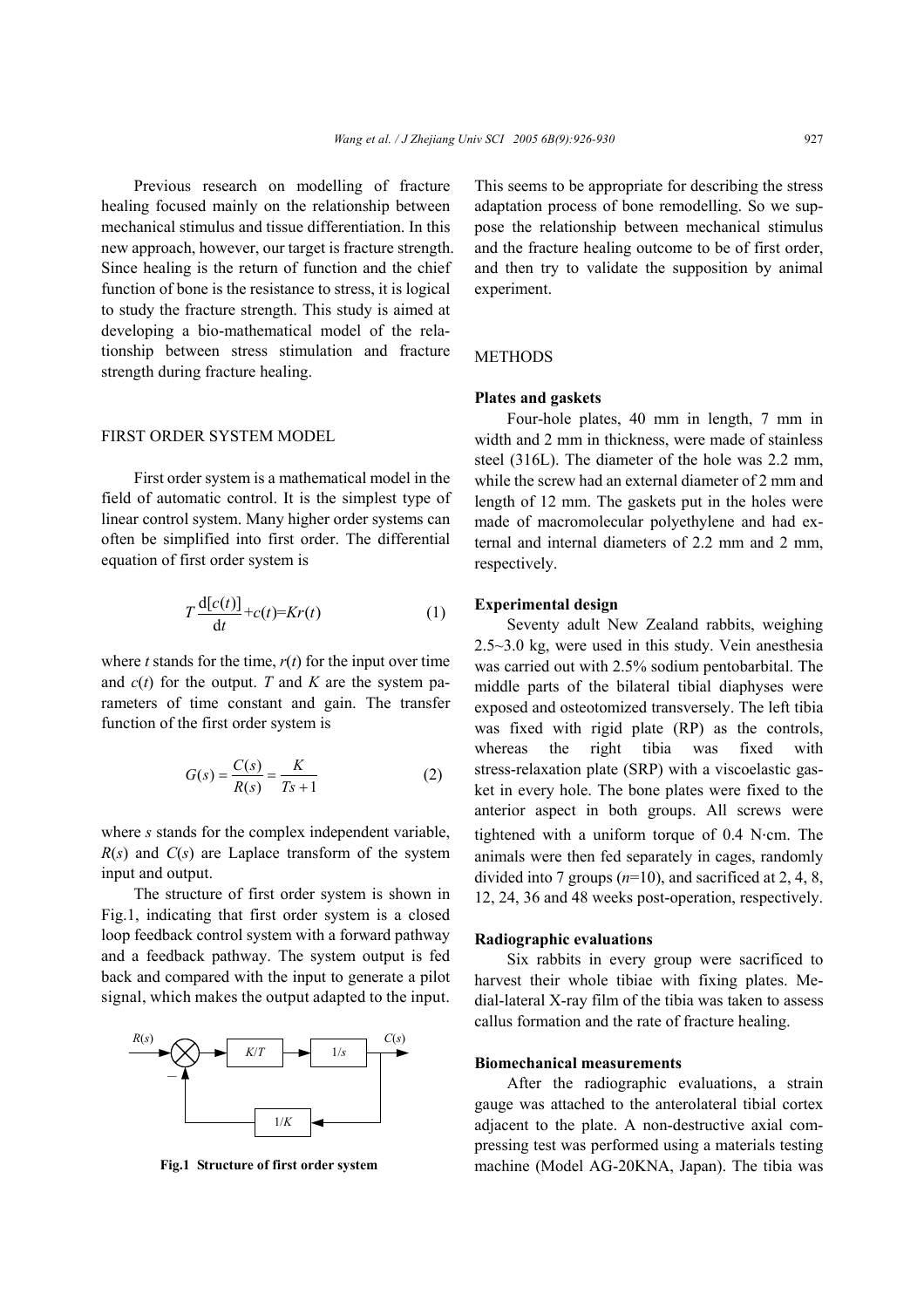Previous research on modelling of fracture healing focused mainly on the relationship between mechanical stimulus and tissue differentiation. In this new approach, however, our target is fracture strength. Since healing is the return of function and the chief function of bone is the resistance to stress, it is logical to study the fracture strength. This study is aimed at developing a bio-mathematical model of the relationship between stress stimulation and fracture strength during fracture healing.

## FIRST ORDER SYSTEM MODEL

First order system is a mathematical model in the field of automatic control. It is the simplest type of linear control system. Many higher order systems can often be simplified into first order. The differential equation of first order system is

$$T\frac{\mathrm{d}[c(t)]}{\mathrm{d}t}+c(t)=Kr(t) \tag{1}$$

where $t$ stands for the time, $r(t)$ for the input over time and $c(t)$ for the output. $T$ and $K$ are the system parameters of time constant and gain. The transfer function of the first order system is

$$G(s)=\frac{C(s)}{R(s)}=\frac{K}{Ts+1} \tag{2}$$

where $s$ stands for the complex independent variable, $R(s)$ and $C(s)$ are Laplace transform of the system input and output.

The structure of first order system is shown in Fig.1, indicating that first order system is a closed loop feedback control system with a forward pathway and a feedback pathway. The system output is fed back and compared with the input to generate a pilot signal, which makes the output adapted to the input.

$R(s)$ — $K/T$ — $1/s$ — $C(s)$; feedback: $1/K$ (−)

**Fig.1 Structure of first order system**

This seems to be appropriate for describing the stress adaptation process of bone remodelling. So we suppose the relationship between mechanical stimulus and the fracture healing outcome to be of first order, and then try to validate the supposition by animal experiment.

## METHODS

### Plates and gaskets

Four-hole plates, 40 mm in length, 7 mm in width and 2 mm in thickness, were made of stainless steel (316L). The diameter of the hole was 2.2 mm, while the screw had an external diameter of 2 mm and length of 12 mm. The gaskets put in the holes were made of macromolecular polyethylene and had external and internal diameters of 2.2 mm and 2 mm, respectively.

### Experimental design

Seventy adult New Zealand rabbits, weighing 2.5~3.0 kg, were used in this study. Vein anesthesia was carried out with 2.5% sodium pentobarbital. The middle parts of the bilateral tibial diaphyses were exposed and osteotomized transversely. The left tibia was fixed with rigid plate (RP) as the controls, whereas the right tibia was fixed with stress-relaxation plate (SRP) with a viscoelastic gasket in every hole. The bone plates were fixed to the anterior aspect in both groups. All screws were tightened with a uniform torque of 0.4 N·cm. The animals were then fed separately in cages, randomly divided into 7 groups ($n$=10), and sacrificed at 2, 4, 8, 12, 24, 36 and 48 weeks post-operation, respectively.

### Radiographic evaluations

Six rabbits in every group were sacrificed to harvest their whole tibiae with fixing plates. Medial-lateral X-ray film of the tibia was taken to assess callus formation and the rate of fracture healing.

### Biomechanical measurements

After the radiographic evaluations, a strain gauge was attached to the anterolateral tibial cortex adjacent to the plate. A non-destructive axial compressing test was performed using a materials testing machine (Model AG-20KNA, Japan). The tibia was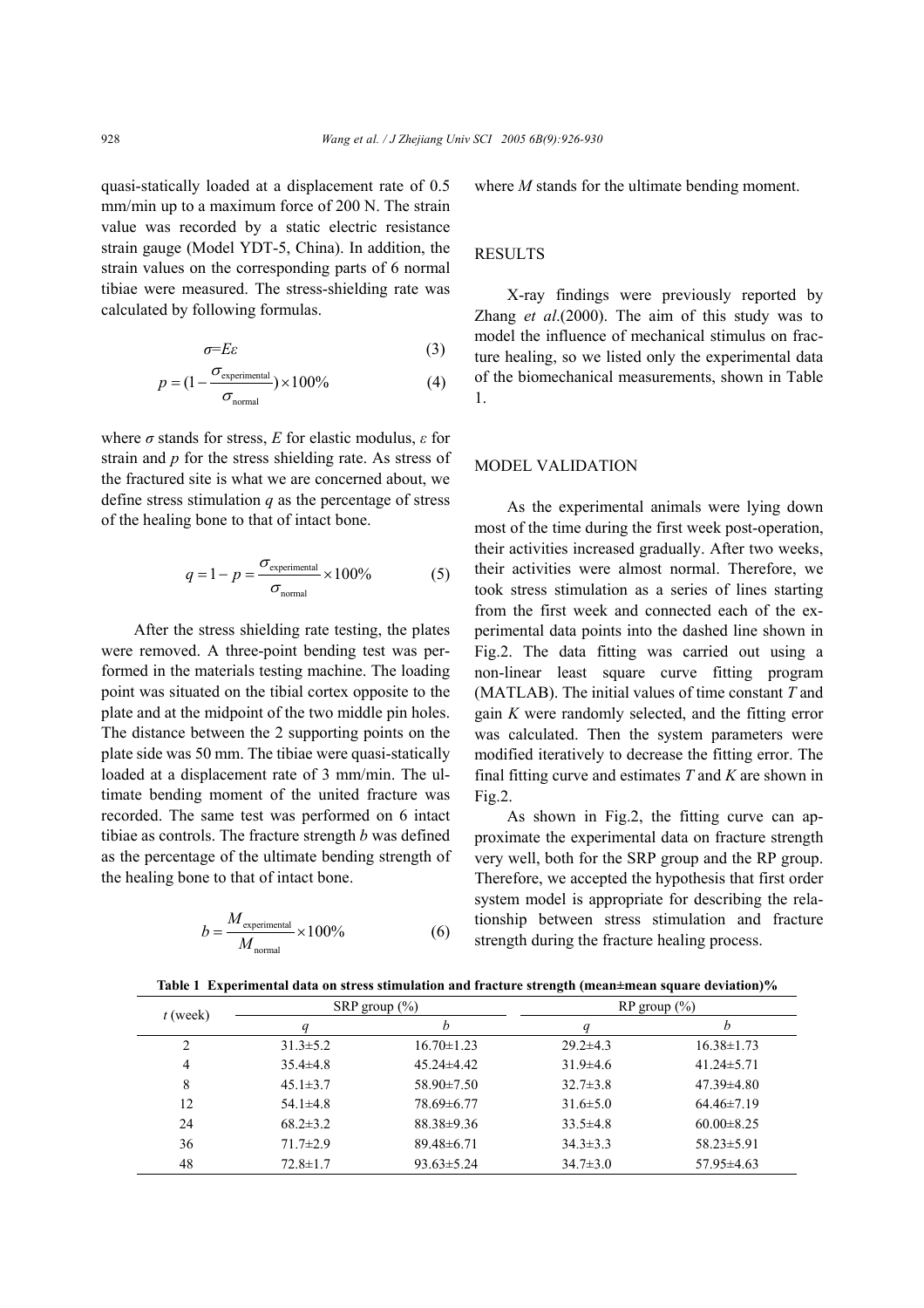quasi-statically loaded at a displacement rate of 0.5 mm/min up to a maximum force of 200 N. The strain value was recorded by a static electric resistance strain gauge (Model YDT-5, China). In addition, the strain values on the corresponding parts of 6 normal tibiae were measured. The stress-shielding rate was calculated by following formulas.

$$\sigma = E\varepsilon \tag{3}$$

$$p = \left(1 - \frac{\sigma_{\text{experimental}}}{\sigma_{\text{normal}}}\right) \times 100\% \tag{4}$$

where $\sigma$ stands for stress, $E$ for elastic modulus, $\varepsilon$ for strain and $p$ for the stress shielding rate. As stress of the fractured site is what we are concerned about, we define stress stimulation $q$ as the percentage of stress of the healing bone to that of intact bone.

$$q = 1 - p = \frac{\sigma_{\text{experimental}}}{\sigma_{\text{normal}}} \times 100\% \tag{5}$$

After the stress shielding rate testing, the plates were removed. A three-point bending test was performed in the materials testing machine. The loading point was situated on the tibial cortex opposite to the plate and at the midpoint of the two middle pin holes. The distance between the 2 supporting points on the plate side was 50 mm. The tibiae were quasi-statically loaded at a displacement rate of 3 mm/min. The ultimate bending moment of the united fracture was recorded. The same test was performed on 6 intact tibiae as controls. The fracture strength $b$ was defined as the percentage of the ultimate bending strength of the healing bone to that of intact bone.

$$b = \frac{M_{\text{experimental}}}{M_{\text{normal}}} \times 100\% \tag{6}$$

where $M$ stands for the ultimate bending moment.

## RESULTS

X-ray findings were previously reported by Zhang *et al.*(2000). The aim of this study was to model the influence of mechanical stimulus on fracture healing, so we listed only the experimental data of the biomechanical measurements, shown in Table 1.

## MODEL VALIDATION

As the experimental animals were lying down most of the time during the first week post-operation, their activities increased gradually. After two weeks, their activities were almost normal. Therefore, we took stress stimulation as a series of lines starting from the first week and connected each of the experimental data points into the dashed line shown in Fig.2. The data fitting was carried out using a non-linear least square curve fitting program (MATLAB). The initial values of time constant $T$ and gain $K$ were randomly selected, and the fitting error was calculated. Then the system parameters were modified iteratively to decrease the fitting error. The final fitting curve and estimates $T$ and $K$ are shown in Fig.2.

As shown in Fig.2, the fitting curve can approximate the experimental data on fracture strength very well, both for the SRP group and the RP group. Therefore, we accepted the hypothesis that first order system model is appropriate for describing the relationship between stress stimulation and fracture strength during the fracture healing process.

**Table 1 Experimental data on stress stimulation and fracture strength (mean±mean square deviation)%**

| $t$ (week) | SRP group (%) | | RP group (%) | |
|---|---|---|---|---|
| | $q$ | $b$ | $q$ | $b$ |
| 2 | 31.3±5.2 | 16.70±1.23 | 29.2±4.3 | 16.38±1.73 |
| 4 | 35.4±4.8 | 45.24±4.42 | 31.9±4.6 | 41.24±5.71 |
| 8 | 45.1±3.7 | 58.90±7.50 | 32.7±3.8 | 47.39±4.80 |
| 12 | 54.1±4.8 | 78.69±6.77 | 31.6±5.0 | 64.46±7.19 |
| 24 | 68.2±3.2 | 88.38±9.36 | 33.5±4.8 | 60.00±8.25 |
| 36 | 71.7±2.9 | 89.48±6.71 | 34.3±3.3 | 58.23±5.91 |
| 48 | 72.8±1.7 | 93.63±5.24 | 34.7±3.0 | 57.95±4.63 |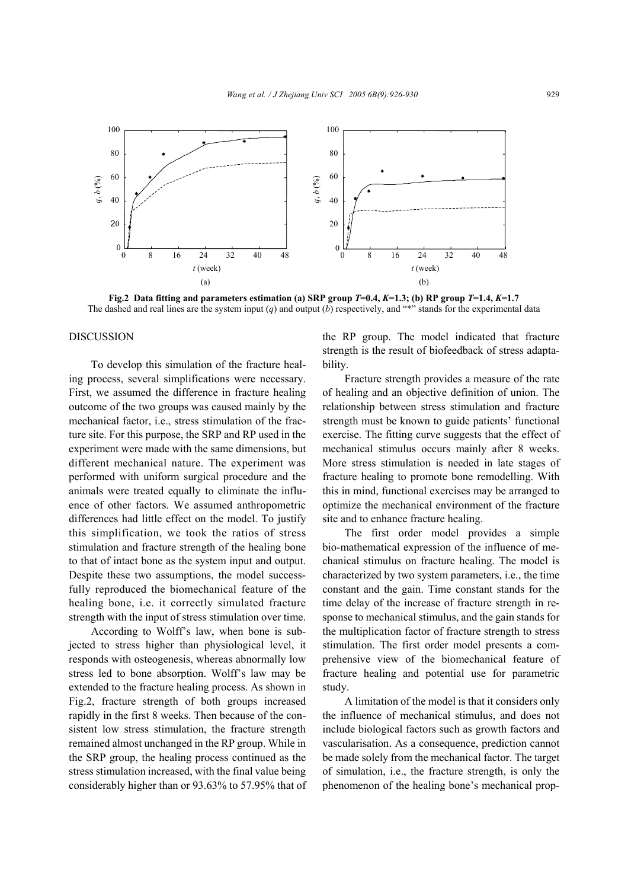**Fig.2 Data fitting and parameters estimation (a) SRP group $T$=0.4, $K$=1.3; (b) RP group $T$=1.4, $K$=1.7**

The dashed and real lines are the system input ($q$) and output ($b$) respectively, and "*" stands for the experimental data

## DISCUSSION

To develop this simulation of the fracture healing process, several simplifications were necessary. First, we assumed the difference in fracture healing outcome of the two groups was caused mainly by the mechanical factor, i.e., stress stimulation of the fracture site. For this purpose, the SRP and RP used in the experiment were made with the same dimensions, but different mechanical nature. The experiment was performed with uniform surgical procedure and the animals were treated equally to eliminate the influence of other factors. We assumed anthropometric differences had little effect on the model. To justify this simplification, we took the ratios of stress stimulation and fracture strength of the healing bone to that of intact bone as the system input and output. Despite these two assumptions, the model successfully reproduced the biomechanical feature of the healing bone, i.e. it correctly simulated fracture strength with the input of stress stimulation over time.

According to Wolff's law, when bone is subjected to stress higher than physiological level, it responds with osteogenesis, whereas abnormally low stress led to bone absorption. Wolff's law may be extended to the fracture healing process. As shown in Fig.2, fracture strength of both groups increased rapidly in the first 8 weeks. Then because of the consistent low stress stimulation, the fracture strength remained almost unchanged in the RP group. While in the SRP group, the healing process continued as the stress stimulation increased, with the final value being considerably higher than or 93.63% to 57.95% that of the RP group. The model indicated that fracture strength is the result of biofeedback of stress adaptability.

Fracture strength provides a measure of the rate of healing and an objective definition of union. The relationship between stress stimulation and fracture strength must be known to guide patients' functional exercise. The fitting curve suggests that the effect of mechanical stimulus occurs mainly after 8 weeks. More stress stimulation is needed in late stages of fracture healing to promote bone remodelling. With this in mind, functional exercises may be arranged to optimize the mechanical environment of the fracture site and to enhance fracture healing.

The first order model provides a simple bio-mathematical expression of the influence of mechanical stimulus on fracture healing. The model is characterized by two system parameters, i.e., the time constant and the gain. Time constant stands for the time delay of the increase of fracture strength in response to mechanical stimulus, and the gain stands for the multiplication factor of fracture strength to stress stimulation. The first order model presents a comprehensive view of the biomechanical feature of fracture healing and potential use for parametric study.

A limitation of the model is that it considers only the influence of mechanical stimulus, and does not include biological factors such as growth factors and vascularisation. As a consequence, prediction cannot be made solely from the mechanical factor. The target of simulation, i.e., the fracture strength, is only the phenomenon of the healing bone's mechanical prop-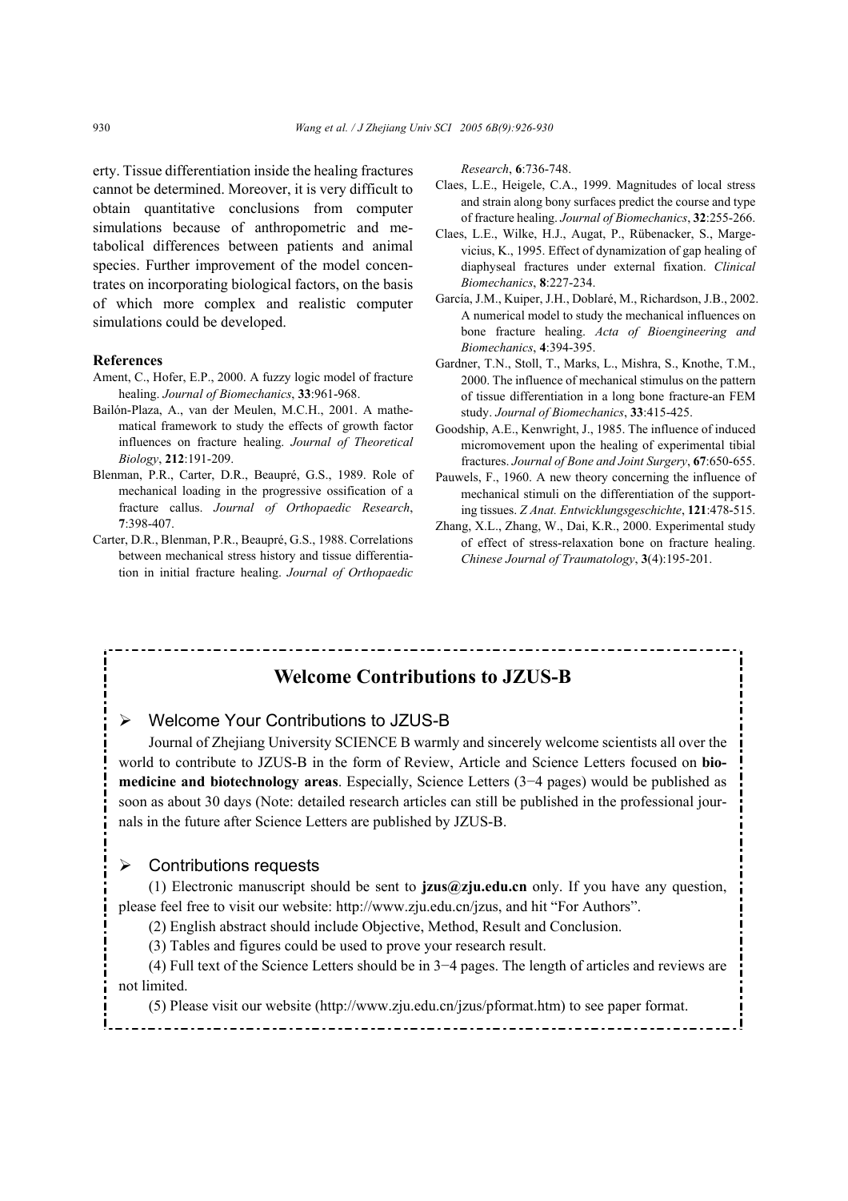erty. Tissue differentiation inside the healing fractures cannot be determined. Moreover, it is very difficult to obtain quantitative conclusions from computer simulations because of anthropometric and metabolical differences between patients and animal species. Further improvement of the model concentrates on incorporating biological factors, on the basis of which more complex and realistic computer simulations could be developed.

**References**

Ament, C., Hofer, E.P., 2000. A fuzzy logic model of fracture healing. *Journal of Biomechanics*, **33**:961-968.

Bailón-Plaza, A., van der Meulen, M.C.H., 2001. A mathematical framework to study the effects of growth factor influences on fracture healing. *Journal of Theoretical Biology*, **212**:191-209.

Blenman, P.R., Carter, D.R., Beaupré, G.S., 1989. Role of mechanical loading in the progressive ossification of a fracture callus. *Journal of Orthopaedic Research*, **7**:398-407.

Carter, D.R., Blenman, P.R., Beaupré, G.S., 1988. Correlations between mechanical stress history and tissue differentiation in initial fracture healing. *Journal of Orthopaedic Research*, **6**:736-748.

Claes, L.E., Heigele, C.A., 1999. Magnitudes of local stress and strain along bony surfaces predict the course and type of fracture healing. *Journal of Biomechanics*, **32**:255-266.

Claes, L.E., Wilke, H.J., Augat, P., Rübenacker, S., Margevicius, K., 1995. Effect of dynamization of gap healing of diaphyseal fractures under external fixation. *Clinical Biomechanics*, **8**:227-234.

García, J.M., Kuiper, J.H., Doblaré, M., Richardson, J.B., 2002. A numerical model to study the mechanical influences on bone fracture healing. *Acta of Bioengineering and Biomechanics*, **4**:394-395.

Gardner, T.N., Stoll, T., Marks, L., Mishra, S., Knothe, T.M., 2000. The influence of mechanical stimulus on the pattern of tissue differentiation in a long bone fracture-an FEM study. *Journal of Biomechanics*, **33**:415-425.

Goodship, A.E., Kenwright, J., 1985. The influence of induced micromovement upon the healing of experimental tibial fractures. *Journal of Bone and Joint Surgery*, **67**:650-655.

Pauwels, F., 1960. A new theory concerning the influence of mechanical stimuli on the differentiation of the supporting tissues. *Z Anat. Entwicklungsgeschichte*, **121**:478-515.

Zhang, X.L., Zhang, W., Dai, K.R., 2000. Experimental study of effect of stress-relaxation bone on fracture healing. *Chinese Journal of Traumatology*, **3**(4):195-201.

## Welcome Contributions to JZUS-B

- Welcome Your Contributions to JZUS-B

Journal of Zhejiang University SCIENCE B warmly and sincerely welcome scientists all over the world to contribute to JZUS-B in the form of Review, Article and Science Letters focused on **biomedicine and biotechnology areas**. Especially, Science Letters (3−4 pages) would be published as soon as about 30 days (Note: detailed research articles can still be published in the professional journals in the future after Science Letters are published by JZUS-B.

- Contributions requests

(1) Electronic manuscript should be sent to **jzus@zju.edu.cn** only. If you have any question, please feel free to visit our website: http://www.zju.edu.cn/jzus, and hit "For Authors".

(2) English abstract should include Objective, Method, Result and Conclusion.

(3) Tables and figures could be used to prove your research result.

(4) Full text of the Science Letters should be in 3−4 pages. The length of articles and reviews are not limited.

(5) Please visit our website (http://www.zju.edu.cn/jzus/pformat.htm) to see paper format.